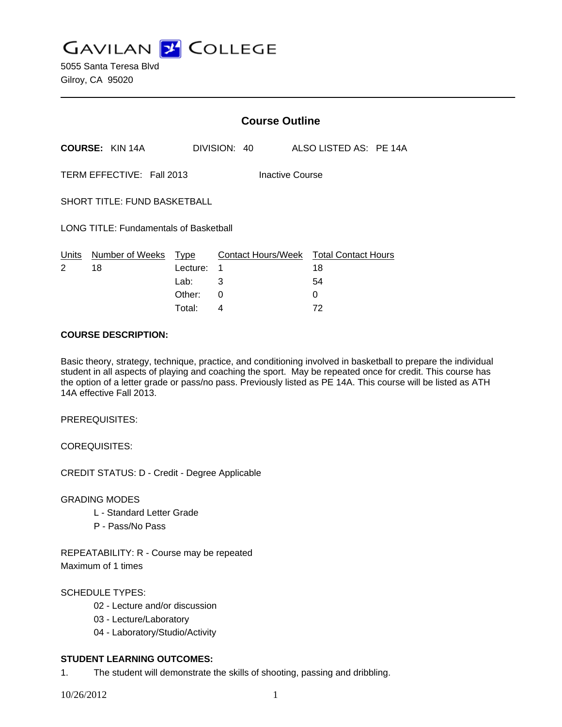GAVILAN COLLEGE

5055 Santa Teresa Blvd
Gilroy, CA 95020

## Course Outline

**COURSE:** KIN 14A DIVISION: 40 ALSO LISTED AS: PE 14A

TERM EFFECTIVE: Fall 2013 Inactive Course

SHORT TITLE: FUND BASKETBALL

LONG TITLE: Fundamentals of Basketball

| Units | Number of Weeks | Type | Contact Hours/Week | Total Contact Hours |
|---|---|---|---|---|
| 2 | 18 | Lecture: | 1 | 18 |
| | | Lab: | 3 | 54 |
| | | Other: | 0 | 0 |
| | | Total: | 4 | 72 |

**COURSE DESCRIPTION:**

Basic theory, strategy, technique, practice, and conditioning involved in basketball to prepare the individual student in all aspects of playing and coaching the sport. May be repeated once for credit. This course has the option of a letter grade or pass/no pass. Previously listed as PE 14A. This course will be listed as ATH 14A effective Fall 2013.

PREREQUISITES:

COREQUISITES:

CREDIT STATUS: D - Credit - Degree Applicable

GRADING MODES

- L - Standard Letter Grade
- P - Pass/No Pass

REPEATABILITY: R - Course may be repeated
Maximum of 1 times

SCHEDULE TYPES:

- 02 - Lecture and/or discussion
- 03 - Lecture/Laboratory
- 04 - Laboratory/Studio/Activity

**STUDENT LEARNING OUTCOMES:**

1. The student will demonstrate the skills of shooting, passing and dribbling.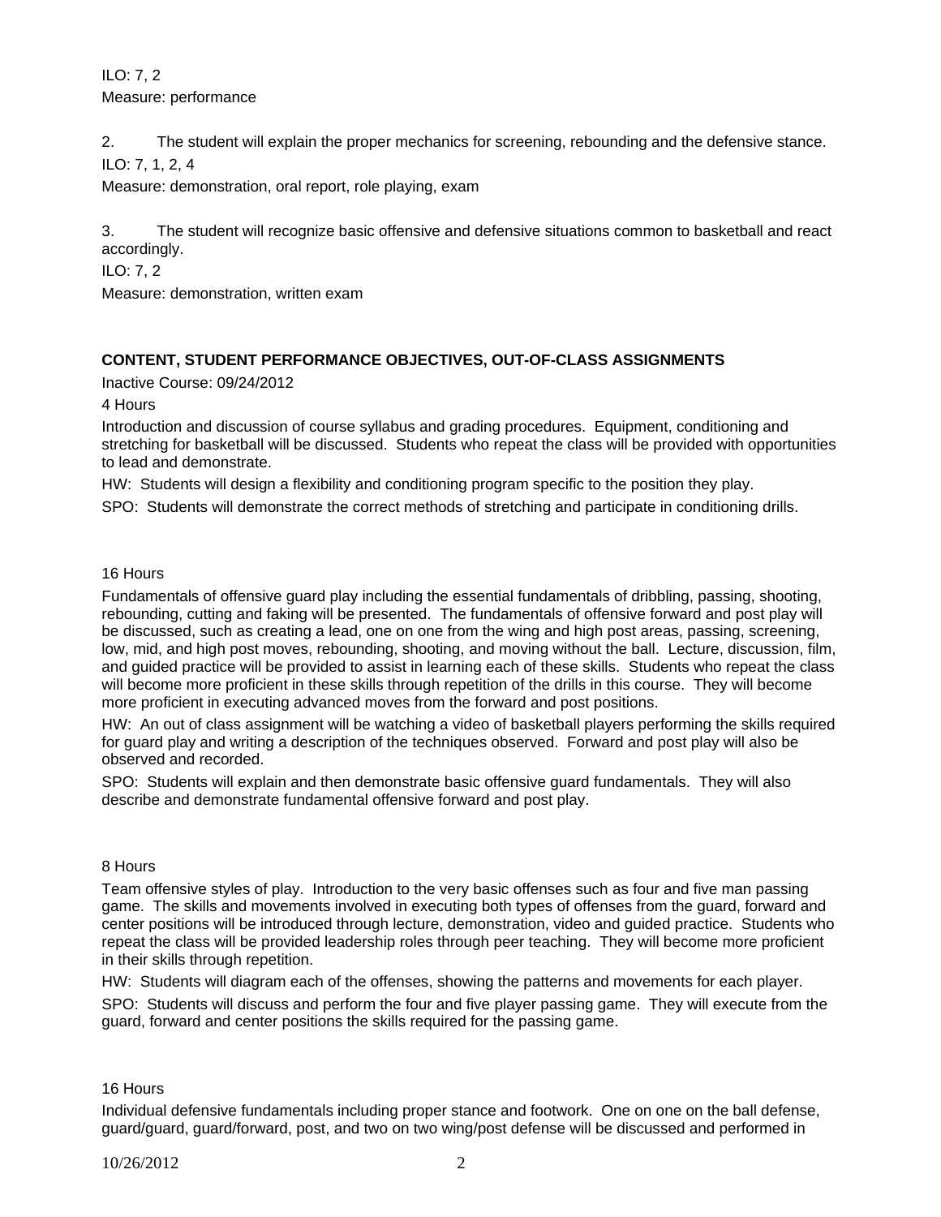ILO: 7, 2
Measure: performance

2. The student will explain the proper mechanics for screening, rebounding and the defensive stance.
ILO: 7, 1, 2, 4
Measure: demonstration, oral report, role playing, exam

3. The student will recognize basic offensive and defensive situations common to basketball and react accordingly.
ILO: 7, 2
Measure: demonstration, written exam

**CONTENT, STUDENT PERFORMANCE OBJECTIVES, OUT-OF-CLASS ASSIGNMENTS**

Inactive Course: 09/24/2012

4 Hours

Introduction and discussion of course syllabus and grading procedures. Equipment, conditioning and stretching for basketball will be discussed. Students who repeat the class will be provided with opportunities to lead and demonstrate.

HW: Students will design a flexibility and conditioning program specific to the position they play.

SPO: Students will demonstrate the correct methods of stretching and participate in conditioning drills.

16 Hours

Fundamentals of offensive guard play including the essential fundamentals of dribbling, passing, shooting, rebounding, cutting and faking will be presented. The fundamentals of offensive forward and post play will be discussed, such as creating a lead, one on one from the wing and high post areas, passing, screening, low, mid, and high post moves, rebounding, shooting, and moving without the ball. Lecture, discussion, film, and guided practice will be provided to assist in learning each of these skills. Students who repeat the class will become more proficient in these skills through repetition of the drills in this course. They will become more proficient in executing advanced moves from the forward and post positions.

HW: An out of class assignment will be watching a video of basketball players performing the skills required for guard play and writing a description of the techniques observed. Forward and post play will also be observed and recorded.

SPO: Students will explain and then demonstrate basic offensive guard fundamentals. They will also describe and demonstrate fundamental offensive forward and post play.

8 Hours

Team offensive styles of play. Introduction to the very basic offenses such as four and five man passing game. The skills and movements involved in executing both types of offenses from the guard, forward and center positions will be introduced through lecture, demonstration, video and guided practice. Students who repeat the class will be provided leadership roles through peer teaching. They will become more proficient in their skills through repetition.

HW: Students will diagram each of the offenses, showing the patterns and movements for each player.

SPO: Students will discuss and perform the four and five player passing game. They will execute from the guard, forward and center positions the skills required for the passing game.

16 Hours

Individual defensive fundamentals including proper stance and footwork. One on one on the ball defense, guard/guard, guard/forward, post, and two on two wing/post defense will be discussed and performed in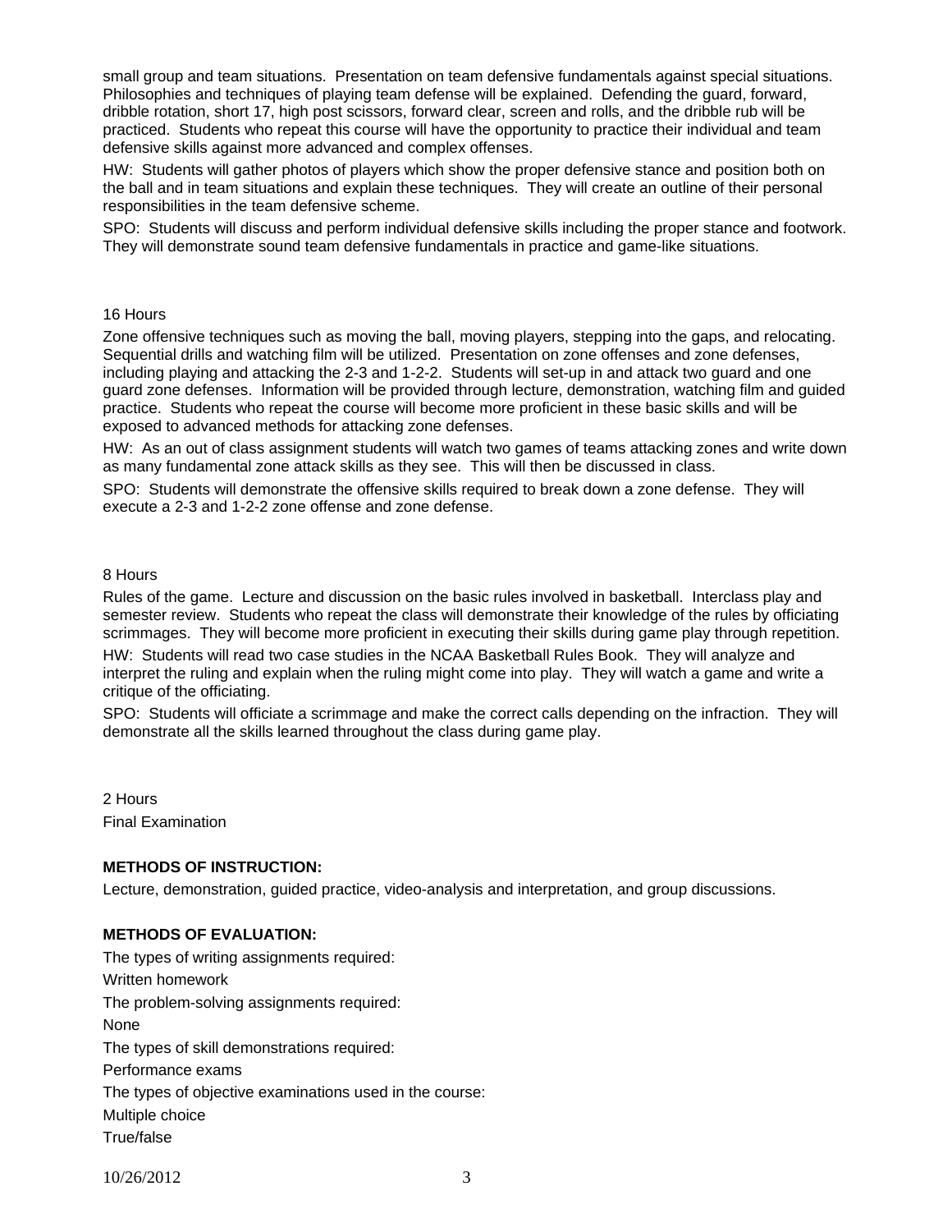small group and team situations. Presentation on team defensive fundamentals against special situations. Philosophies and techniques of playing team defense will be explained. Defending the guard, forward, dribble rotation, short 17, high post scissors, forward clear, screen and rolls, and the dribble rub will be practiced. Students who repeat this course will have the opportunity to practice their individual and team defensive skills against more advanced and complex offenses.

HW: Students will gather photos of players which show the proper defensive stance and position both on the ball and in team situations and explain these techniques. They will create an outline of their personal responsibilities in the team defensive scheme.

SPO: Students will discuss and perform individual defensive skills including the proper stance and footwork. They will demonstrate sound team defensive fundamentals in practice and game-like situations.

16 Hours

Zone offensive techniques such as moving the ball, moving players, stepping into the gaps, and relocating. Sequential drills and watching film will be utilized. Presentation on zone offenses and zone defenses, including playing and attacking the 2-3 and 1-2-2. Students will set-up in and attack two guard and one guard zone defenses. Information will be provided through lecture, demonstration, watching film and guided practice. Students who repeat the course will become more proficient in these basic skills and will be exposed to advanced methods for attacking zone defenses.

HW: As an out of class assignment students will watch two games of teams attacking zones and write down as many fundamental zone attack skills as they see. This will then be discussed in class.

SPO: Students will demonstrate the offensive skills required to break down a zone defense. They will execute a 2-3 and 1-2-2 zone offense and zone defense.

8 Hours

Rules of the game. Lecture and discussion on the basic rules involved in basketball. Interclass play and semester review. Students who repeat the class will demonstrate their knowledge of the rules by officiating scrimmages. They will become more proficient in executing their skills during game play through repetition.

HW: Students will read two case studies in the NCAA Basketball Rules Book. They will analyze and interpret the ruling and explain when the ruling might come into play. They will watch a game and write a critique of the officiating.

SPO: Students will officiate a scrimmage and make the correct calls depending on the infraction. They will demonstrate all the skills learned throughout the class during game play.

2 Hours

Final Examination

**METHODS OF INSTRUCTION:**

Lecture, demonstration, guided practice, video-analysis and interpretation, and group discussions.

**METHODS OF EVALUATION:**

The types of writing assignments required:

Written homework

The problem-solving assignments required:

None

The types of skill demonstrations required:

Performance exams

The types of objective examinations used in the course:

Multiple choice

True/false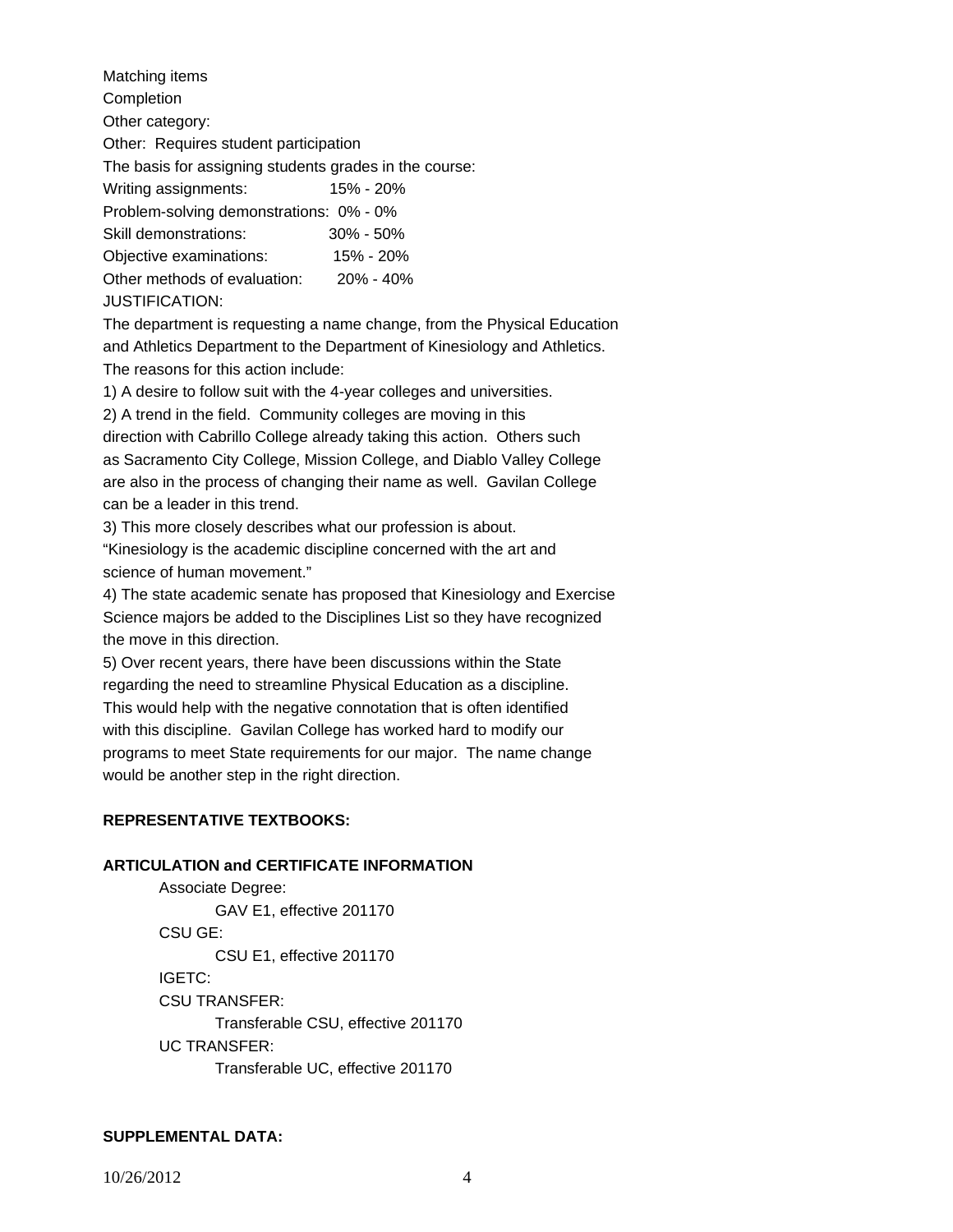Matching items

Completion

Other category:

Other: Requires student participation

The basis for assigning students grades in the course:

| | |
|---|---|
| Writing assignments: | 15% - 20% |
| Problem-solving demonstrations: | 0% - 0% |
| Skill demonstrations: | 30% - 50% |
| Objective examinations: | 15% - 20% |
| Other methods of evaluation: | 20% - 40% |

JUSTIFICATION:

The department is requesting a name change, from the Physical Education and Athletics Department to the Department of Kinesiology and Athletics. The reasons for this action include:

1) A desire to follow suit with the 4-year colleges and universities.

2) A trend in the field. Community colleges are moving in this direction with Cabrillo College already taking this action. Others such as Sacramento City College, Mission College, and Diablo Valley College are also in the process of changing their name as well. Gavilan College can be a leader in this trend.

3) This more closely describes what our profession is about. "Kinesiology is the academic discipline concerned with the art and science of human movement."

4) The state academic senate has proposed that Kinesiology and Exercise Science majors be added to the Disciplines List so they have recognized the move in this direction.

5) Over recent years, there have been discussions within the State regarding the need to streamline Physical Education as a discipline. This would help with the negative connotation that is often identified with this discipline. Gavilan College has worked hard to modify our programs to meet State requirements for our major. The name change would be another step in the right direction.

**REPRESENTATIVE TEXTBOOKS:**

**ARTICULATION and CERTIFICATE INFORMATION**

Associate Degree:
- GAV E1, effective 201170

CSU GE:
- CSU E1, effective 201170

IGETC:

CSU TRANSFER:
- Transferable CSU, effective 201170

UC TRANSFER:
- Transferable UC, effective 201170

**SUPPLEMENTAL DATA:**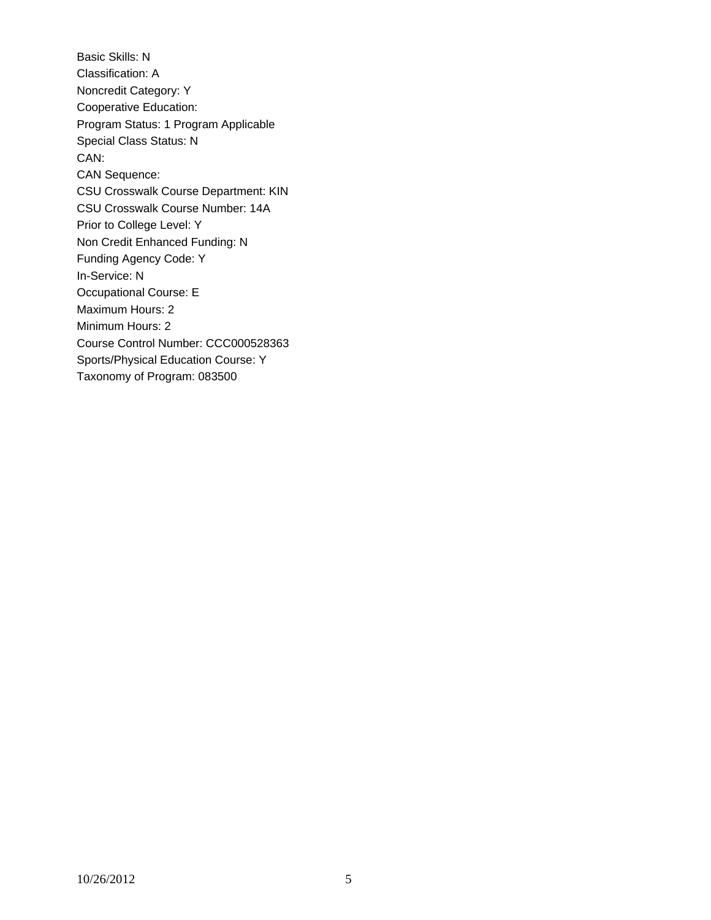Basic Skills: N
Classification: A
Noncredit Category: Y
Cooperative Education:
Program Status: 1 Program Applicable
Special Class Status: N
CAN:
CAN Sequence:
CSU Crosswalk Course Department: KIN
CSU Crosswalk Course Number: 14A
Prior to College Level: Y
Non Credit Enhanced Funding: N
Funding Agency Code: Y
In-Service: N
Occupational Course: E
Maximum Hours: 2
Minimum Hours: 2
Course Control Number: CCC000528363
Sports/Physical Education Course: Y
Taxonomy of Program: 083500